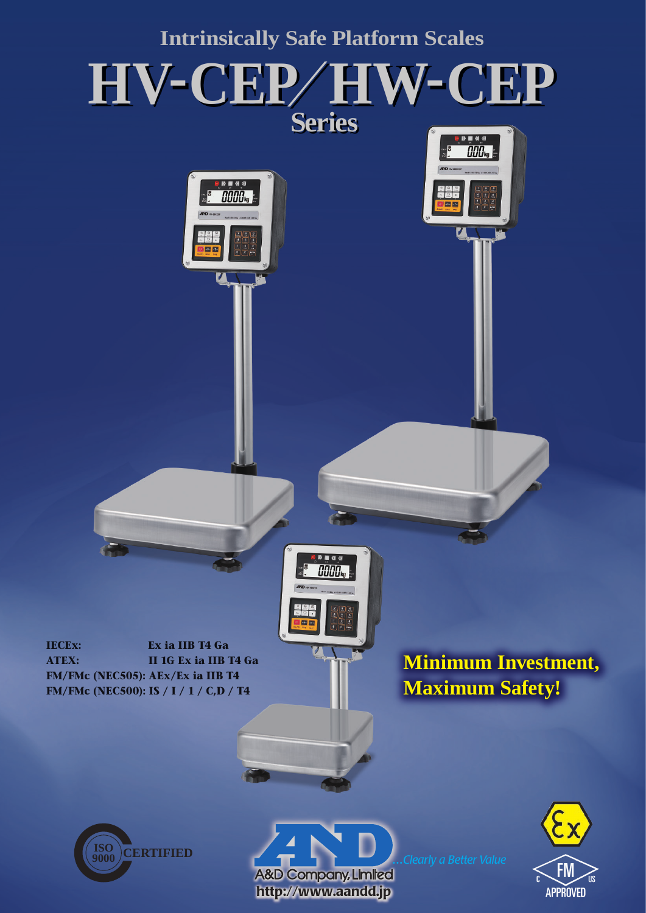## Intrinsically Safe Platform Scales

# HV-CEP/HW-CEP

## Series

**IECEx:** Ex ia IIB T4 Ga
**ATEX:** II 1G Ex ia IIB T4 Ga
**FM/FMc (NEC505):** AEx/Ex ia IIB T4
**FM/FMc (NEC500):** IS / I / 1 / C,D / T4

**Minimum Investment, Maximum Safety!**

ISO 9000 CERTIFIED

A&D Company, Limited
...Clearly a Better Value
http://www.aandd.jp

FM APPROVED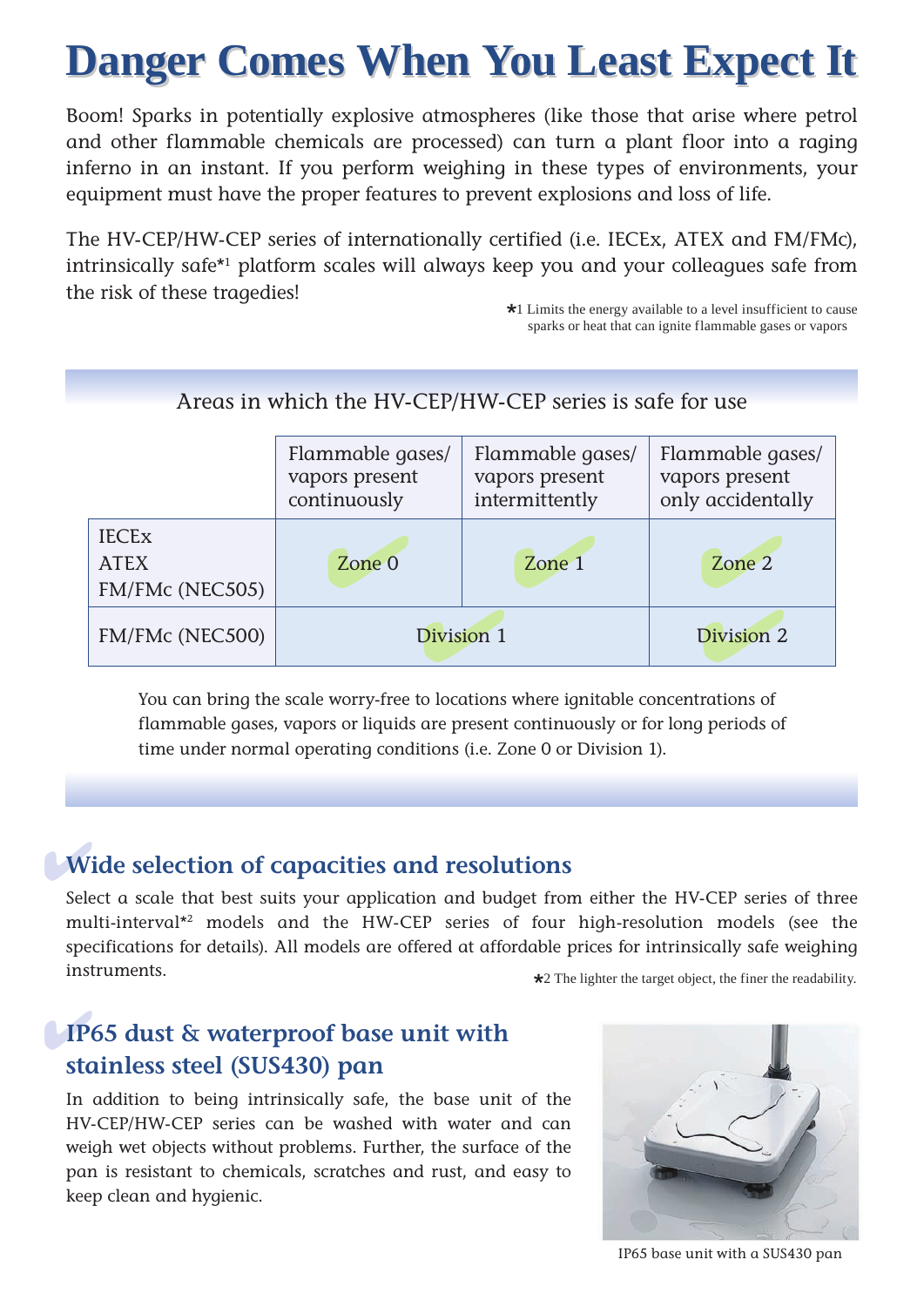# Danger Comes When You Least Expect It

Boom! Sparks in potentially explosive atmospheres (like those that arise where petrol and other flammable chemicals are processed) can turn a plant floor into a raging inferno in an instant. If you perform weighing in these types of environments, your equipment must have the proper features to prevent explosions and loss of life.

The HV-CEP/HW-CEP series of internationally certified (i.e. IECEx, ATEX and FM/FMc), intrinsically safe*[1] platform scales will always keep you and your colleagues safe from the risk of these tragedies!

*1 Limits the energy available to a level insufficient to cause sparks or heat that can ignite flammable gases or vapors

### Areas in which the HV-CEP/HW-CEP series is safe for use

| | Flammable gases/ vapors present continuously | Flammable gases/ vapors present intermittently | Flammable gases/ vapors present only accidentally |
|---|---|---|---|
| IECEx ATEX FM/FMc (NEC505) | Zone 0 | Zone 1 | Zone 2 |
| FM/FMc (NEC500) | Division 1 | | Division 2 |

You can bring the scale worry-free to locations where ignitable concentrations of flammable gases, vapors or liquids are present continuously or for long periods of time under normal operating conditions (i.e. Zone 0 or Division 1).

## Wide selection of capacities and resolutions

Select a scale that best suits your application and budget from either the HV-CEP series of three multi-interval*[2] models and the HW-CEP series of four high-resolution models (see the specifications for details). All models are offered at affordable prices for intrinsically safe weighing instruments.

*2 The lighter the target object, the finer the readability.

## IP65 dust & waterproof base unit with stainless steel (SUS430) pan

In addition to being intrinsically safe, the base unit of the HV-CEP/HW-CEP series can be washed with water and can weigh wet objects without problems. Further, the surface of the pan is resistant to chemicals, scratches and rust, and easy to keep clean and hygienic.

IP65 base unit with a SUS430 pan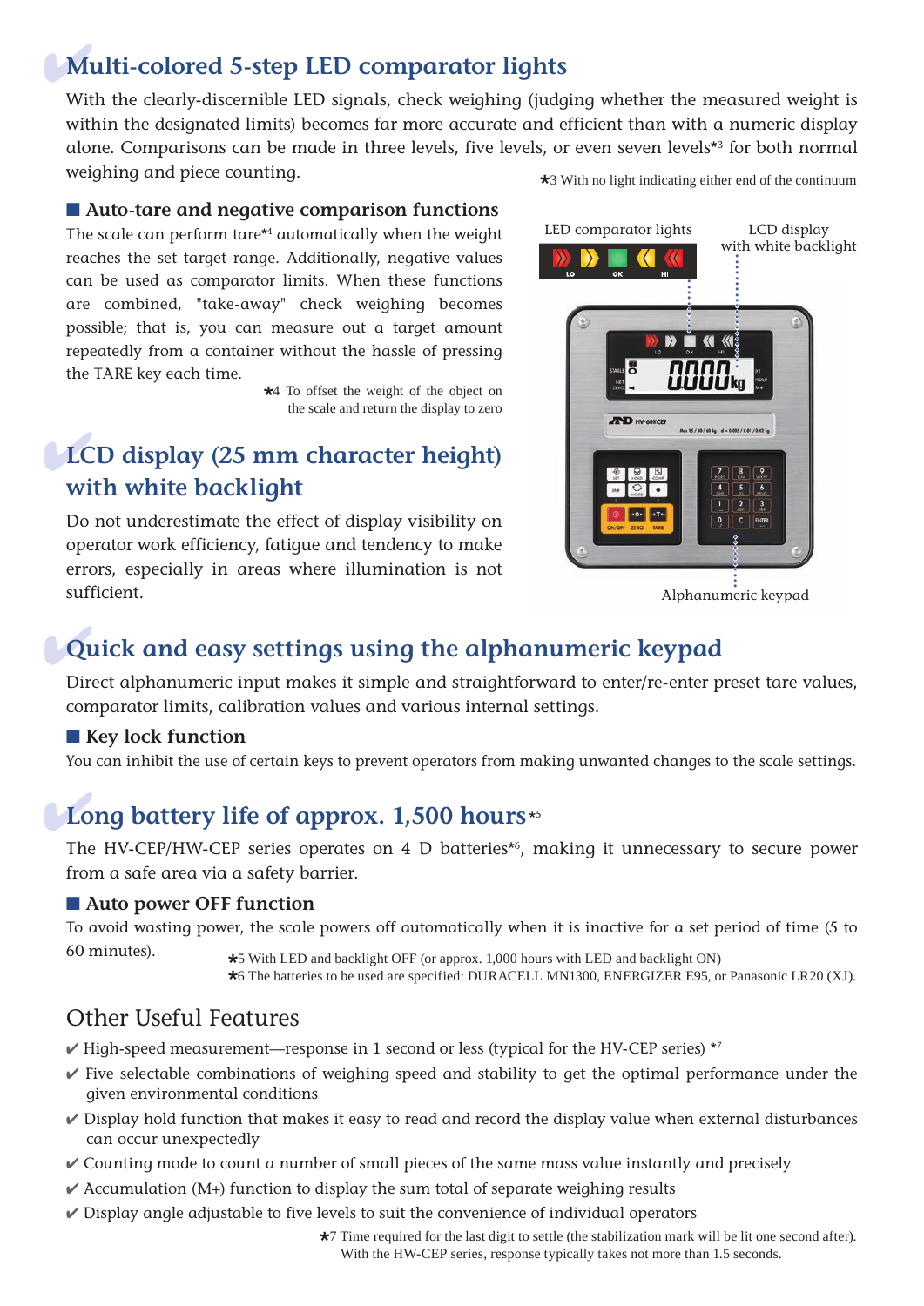## Multi-colored 5-step LED comparator lights

With the clearly-discernible LED signals, check weighing (judging whether the measured weight is within the designated limits) becomes far more accurate and efficient than with a numeric display alone. Comparisons can be made in three levels, five levels, or even seven levels*3 for both normal weighing and piece counting.

*3 With no light indicating either end of the continuum

### Auto-tare and negative comparison functions

The scale can perform tare*4 automatically when the weight reaches the set target range. Additionally, negative values can be used as comparator limits. When these functions are combined, "take-away" check weighing becomes possible; that is, you can measure out a target amount repeatedly from a container without the hassle of pressing the TARE key each time.

*4 To offset the weight of the object on the scale and return the display to zero

LED comparator lights

LCD display with white backlight

Alphanumeric keypad

## LCD display (25 mm character height) with white backlight

Do not underestimate the effect of display visibility on operator work efficiency, fatigue and tendency to make errors, especially in areas where illumination is not sufficient.

## Quick and easy settings using the alphanumeric keypad

Direct alphanumeric input makes it simple and straightforward to enter/re-enter preset tare values, comparator limits, calibration values and various internal settings.

### Key lock function

You can inhibit the use of certain keys to prevent operators from making unwanted changes to the scale settings.

## Long battery life of approx. 1,500 hours*5

The HV-CEP/HW-CEP series operates on 4 D batteries*6, making it unnecessary to secure power from a safe area via a safety barrier.

### Auto power OFF function

To avoid wasting power, the scale powers off automatically when it is inactive for a set period of time (5 to 60 minutes).

*5 With LED and backlight OFF (or approx. 1,000 hours with LED and backlight ON)
*6 The batteries to be used are specified: DURACELL MN1300, ENERGIZER E95, or Panasonic LR20 (XJ).

## Other Useful Features

- ✔ High-speed measurement—response in 1 second or less (typical for the HV-CEP series) *7
- ✔ Five selectable combinations of weighing speed and stability to get the optimal performance under the given environmental conditions
- ✔ Display hold function that makes it easy to read and record the display value when external disturbances can occur unexpectedly
- ✔ Counting mode to count a number of small pieces of the same mass value instantly and precisely
- ✔ Accumulation (M+) function to display the sum total of separate weighing results
- ✔ Display angle adjustable to five levels to suit the convenience of individual operators

*7 Time required for the last digit to settle (the stabilization mark will be lit one second after). With the HW-CEP series, response typically takes not more than 1.5 seconds.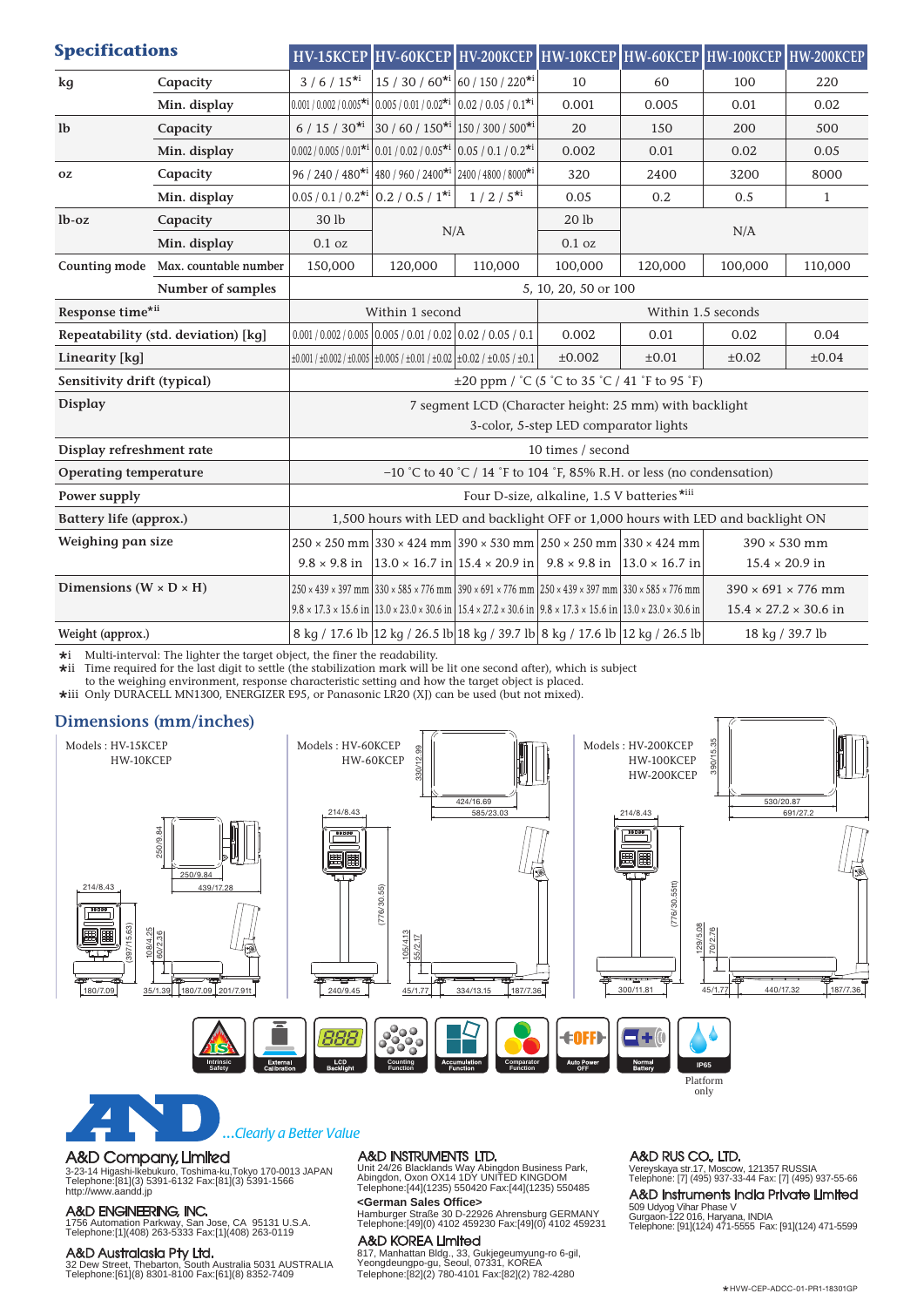## Specifications

| | | HV-15KCEP | HV-60KCEP | HV-200KCEP | HW-10KCEP | HW-60KCEP | HW-100KCEP | HW-200KCEP |
|---|---|---|---|---|---|---|---|---|
| kg | Capacity | 3 / 6 / 15*i | 15 / 30 / 60*i | 60 / 150 / 220*i | 10 | 60 | 100 | 220 |
| | Min. display | 0.001 / 0.002 / 0.005*i | 0.005 / 0.01 / 0.02*i | 0.02 / 0.05 / 0.1*i | 0.001 | 0.005 | 0.01 | 0.02 |
| lb | Capacity | 6 / 15 / 30*i | 30 / 60 / 150*i | 150 / 300 / 500*i | 20 | 150 | 200 | 500 |
| | Min. display | 0.002 / 0.005 / 0.01*i | 0.01 / 0.02 / 0.05*i | 0.05 / 0.1 / 0.2*i | 0.002 | 0.01 | 0.02 | 0.05 |
| oz | Capacity | 96 / 240 / 480*i | 480 / 960 / 2400*i | 2400 / 4800 / 8000*i | 320 | 2400 | 3200 | 8000 |
| | Min. display | 0.05 / 0.1 / 0.2*i | 0.2 / 0.5 / 1*i | 1 / 2 / 5*i | 0.05 | 0.2 | 0.5 | 1 |
| lb-oz | Capacity | 30 lb | N/A | | 20 lb | N/A | | |
| | Min. display | 0.1 oz | | | 0.1 oz | | | |
| Counting mode | Max. countable number | 150,000 | 120,000 | 110,000 | 100,000 | 120,000 | 100,000 | 110,000 |
| | Number of samples | 5, 10, 20, 50 or 100 | | | | | | |
| Response time*ii | | Within 1 second | | | Within 1.5 seconds | | | |
| Repeatability (std. deviation) [kg] | | 0.001 / 0.002 / 0.005 | 0.005 / 0.01 / 0.02 | 0.02 / 0.05 / 0.1 | 0.002 | 0.01 | 0.02 | 0.04 |
| Linearity [kg] | | ±0.001 / ±0.002 / ±0.005 | ±0.005 / ±0.01 / ±0.02 | ±0.02 / ±0.05 / ±0.1 | ±0.002 | ±0.01 | ±0.02 | ±0.04 |
| Sensitivity drift (typical) | | ±20 ppm / °C (5 °C to 35 °C / 41 °F to 95 °F) | | | | | | |
| Display | | 7 segment LCD (Character height: 25 mm) with backlight<br>3-color, 5-step LED comparator lights | | | | | | |
| Display refreshment rate | | 10 times / second | | | | | | |
| Operating temperature | | −10 °C to 40 °C / 14 °F to 104 °F, 85% R.H. or less (no condensation) | | | | | | |
| Power supply | | Four D-size, alkaline, 1.5 V batteries*iii | | | | | | |
| Battery life (approx.) | | 1,500 hours with LED and backlight OFF or 1,000 hours with LED and backlight ON | | | | | | |
| Weighing pan size | | 250 × 250 mm<br>9.8 × 9.8 in | 330 × 424 mm<br>13.0 × 16.7 in | 390 × 530 mm<br>15.4 × 20.9 in | 250 × 250 mm<br>9.8 × 9.8 in | 330 × 424 mm<br>13.0 × 16.7 in | 390 × 530 mm<br>15.4 × 20.9 in | |
| Dimensions (W × D × H) | | 250 × 439 × 397 mm<br>9.8 × 17.3 × 15.6 in | 330 × 585 × 776 mm<br>13.0 × 23.0 × 30.6 in | 390 × 691 × 776 mm<br>15.4 × 27.2 × 30.6 in | 250 × 439 × 397 mm<br>9.8 × 17.3 × 15.6 in | 330 × 585 × 776 mm<br>13.0 × 23.0 × 30.6 in | 390 × 691 × 776 mm<br>15.4 × 27.2 × 30.6 in | |
| Weight (approx.) | | 8 kg / 17.6 lb | 12 kg / 26.5 lb | 18 kg / 39.7 lb | 8 kg / 17.6 lb | 12 kg / 26.5 lb | 18 kg / 39.7 lb | |

*i Multi-interval: The lighter the target object, the finer the readability.
*ii Time required for the last digit to settle (the stabilization mark will be lit one second after), which is subject to the weighing environment, response characteristic setting and how the target object is placed.
*iii Only DURACELL MN1300, ENERGIZER E95, or Panasonic LR20 (XJ) can be used (but not mixed).

## Dimensions (mm/inches)

Models : HV-15KCEP
HW-10KCEP

250/9.84
250/9.84
439/17.28
214/8.43
(397/15.63)
108/4.25
60/2.36
180/7.09
35/1.39
180/7.09
201/7.91

Models : HV-60KCEP
HW-60KCEP

330/12.99
424/16.69
585/23.03
214/8.43
(776/30.55)
105/4.13
55/2.17
240/9.45
45/1.77
334/13.15
187/7.36

Models : HV-200KCEP
HW-100KCEP
HW-200KCEP

390/15.35
530/20.87
691/27.2
214/8.43
(776/30.55)
129/5.08
70/2.76
300/11.81
45/1.77
440/17.32
187/7.36

Intrinsic Safety | External Calibration | LCD Backlight | Counting Function | Accumulation Function | Comparator Function | Auto Power OFF | Normal Battery | IP65

Platform only

A&D ...Clearly a Better Value

**A&D Company, Limited**
3-23-14 Higashi-Ikebukuro, Toshima-ku,Tokyo 170-0013 JAPAN
Telephone:[81](3) 5391-6132 Fax:[81](3) 5391-1566
http://www.aandd.jp

**A&D ENGINEERING, INC.**
1756 Automation Parkway, San Jose, CA 95131 U.S.A.
Telephone:[1](408) 263-5333 Fax:[1](408) 263-0119

**A&D Australasia Pty Ltd.**
32 Dew Street, Thebarton, South Australia 5031 AUSTRALIA
Telephone:[61](8) 8301-8100 Fax:[61](8) 8352-7409

**A&D INSTRUMENTS LTD.**
Unit 24/26 Blacklands Way Abingdon Business Park, Abingdon, Oxon OX14 1DY UNITED KINGDOM
Telephone:[44](1235) 550420 Fax:[44](1235) 550485

**<German Sales Office>**
Hamburger Straße 30 D-22926 Ahrensburg GERMANY
Telephone:[49](0) 4102 459230 Fax:[49](0) 4102 459231

**A&D KOREA Limited**
817, Manhattan Bldg., 33, Gukjegeumyung-ro 6-gil, Yeongdeungpo-gu, Seoul, 07331, KOREA
Telephone:[82](2) 780-4101 Fax:[82](2) 782-4280

**A&D RUS CO., LTD.**
Vereyskaya str.17, Moscow, 121357 RUSSIA
Telephone: [7] (495) 937-33-44 Fax: [7] (495) 937-55-66

**A&D Instruments India Private Limited**
509 Udyog Vihar Phase V
Gurgaon-122 016, Haryana, INDIA
Telephone: [91](124) 471-5555 Fax: [91](124) 471-5599

★HVW-CEP-ADCC-01-PR1-18301GP